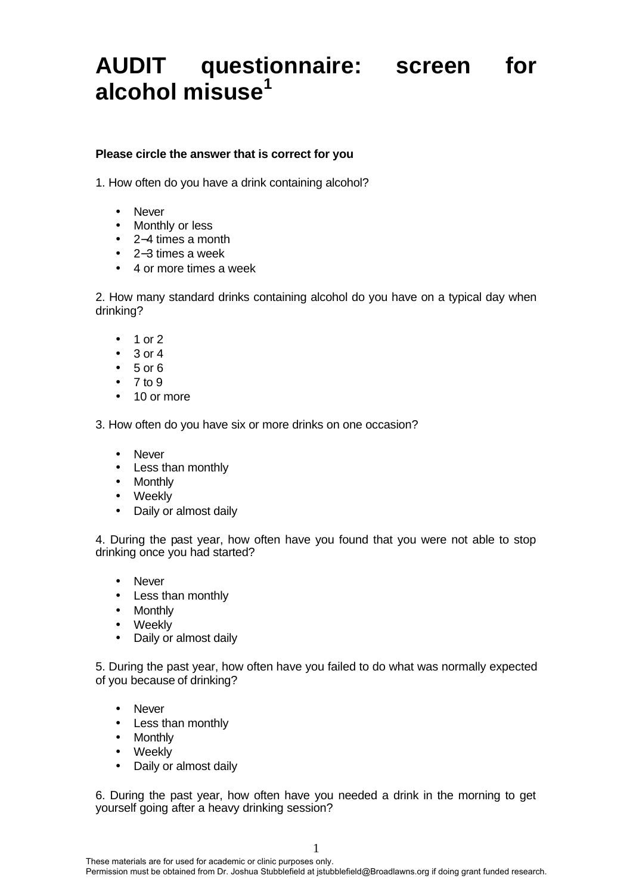# AUDIT questionnaire: screen for alcohol misuse[1]

**Please circle the answer that is correct for you**

1. How often do you have a drink containing alcohol?

- Never
- Monthly or less
- 2–4 times a month
- 2–3 times a week
- 4 or more times a week

2. How many standard drinks containing alcohol do you have on a typical day when drinking?

- 1 or 2
- 3 or 4
- 5 or 6
- 7 to 9
- 10 or more

3. How often do you have six or more drinks on one occasion?

- Never
- Less than monthly
- Monthly
- Weekly
- Daily or almost daily

4. During the past year, how often have you found that you were not able to stop drinking once you had started?

- Never
- Less than monthly
- Monthly
- Weekly
- Daily or almost daily

5. During the past year, how often have you failed to do what was normally expected of you because of drinking?

- Never
- Less than monthly
- Monthly
- Weekly
- Daily or almost daily

6. During the past year, how often have you needed a drink in the morning to get yourself going after a heavy drinking session?

These materials are for used for academic or clinic purposes only.
Permission must be obtained from Dr. Joshua Stubblefield at jstubblefield@Broadlawns.org if doing grant funded research.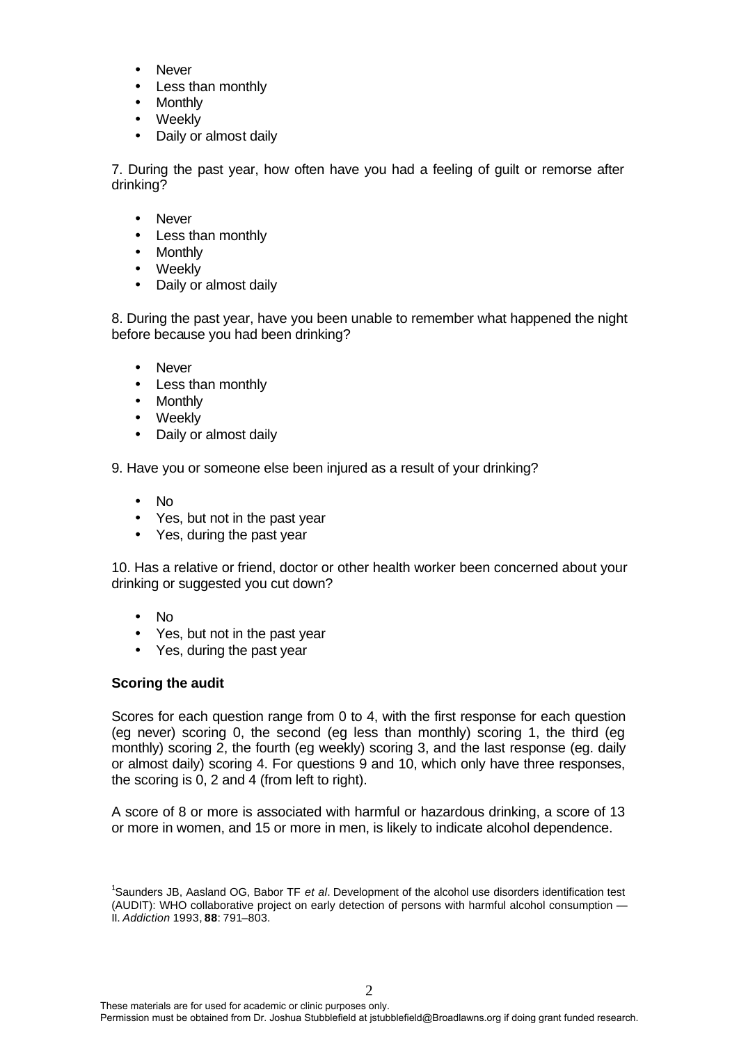- Never
- Less than monthly
- Monthly
- Weekly
- Daily or almost daily

7. During the past year, how often have you had a feeling of guilt or remorse after drinking?

- Never
- Less than monthly
- Monthly
- Weekly
- Daily or almost daily

8. During the past year, have you been unable to remember what happened the night before because you had been drinking?

- Never
- Less than monthly
- Monthly
- Weekly
- Daily or almost daily

9. Have you or someone else been injured as a result of your drinking?

- No
- Yes, but not in the past year
- Yes, during the past year

10. Has a relative or friend, doctor or other health worker been concerned about your drinking or suggested you cut down?

- No
- Yes, but not in the past year
- Yes, during the past year

**Scoring the audit**

Scores for each question range from 0 to 4, with the first response for each question (eg never) scoring 0, the second (eg less than monthly) scoring 1, the third (eg monthly) scoring 2, the fourth (eg weekly) scoring 3, and the last response (eg. daily or almost daily) scoring 4. For questions 9 and 10, which only have three responses, the scoring is 0, 2 and 4 (from left to right).

A score of 8 or more is associated with harmful or hazardous drinking, a score of 13 or more in women, and 15 or more in men, is likely to indicate alcohol dependence.

[1]Saunders JB, Aasland OG, Babor TF *et al*. Development of the alcohol use disorders identification test (AUDIT): WHO collaborative project on early detection of persons with harmful alcohol consumption — II. *Addiction* 1993, **88**: 791–803.

These materials are for used for academic or clinic purposes only.
Permission must be obtained from Dr. Joshua Stubblefield at jstubblefield@Broadlawns.org if doing grant funded research.